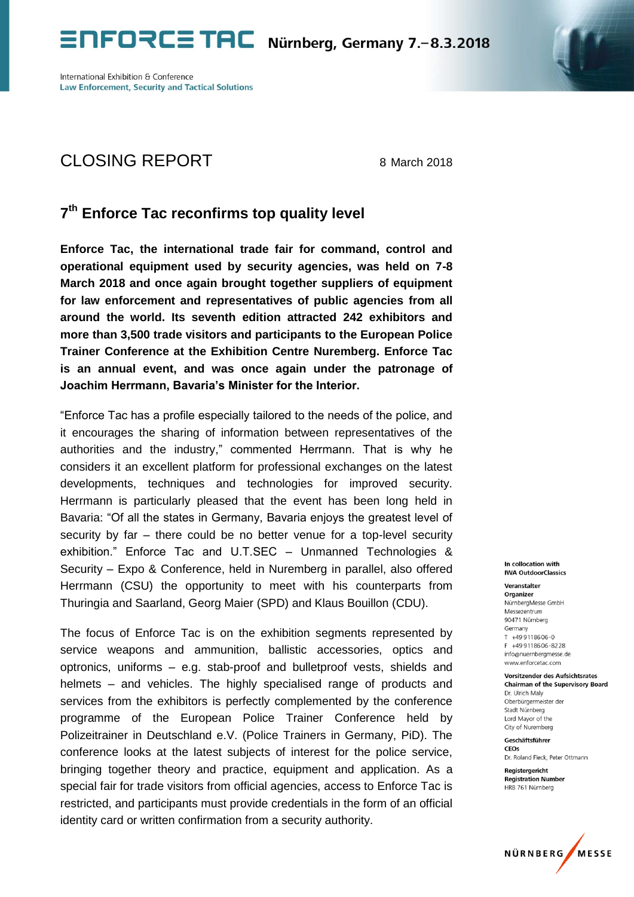# ENFORCE TAC Nürnberg, Germany 7.–8.3.2018

International Exhibition & Conference
**Law Enforcement, Security and Tactical Solutions**

## CLOSING REPORT

8 March 2018

### 7th Enforce Tac reconfirms top quality level

**Enforce Tac, the international trade fair for command, control and operational equipment used by security agencies, was held on 7-8 March 2018 and once again brought together suppliers of equipment for law enforcement and representatives of public agencies from all around the world. Its seventh edition attracted 242 exhibitors and more than 3,500 trade visitors and participants to the European Police Trainer Conference at the Exhibition Centre Nuremberg. Enforce Tac is an annual event, and was once again under the patronage of Joachim Herrmann, Bavaria's Minister for the Interior.**

"Enforce Tac has a profile especially tailored to the needs of the police, and it encourages the sharing of information between representatives of the authorities and the industry," commented Herrmann. That is why he considers it an excellent platform for professional exchanges on the latest developments, techniques and technologies for improved security. Herrmann is particularly pleased that the event has been long held in Bavaria: "Of all the states in Germany, Bavaria enjoys the greatest level of security by far – there could be no better venue for a top-level security exhibition." Enforce Tac and U.T.SEC – Unmanned Technologies & Security – Expo & Conference, held in Nuremberg in parallel, also offered Herrmann (CSU) the opportunity to meet with his counterparts from Thuringia and Saarland, Georg Maier (SPD) and Klaus Bouillon (CDU).

The focus of Enforce Tac is on the exhibition segments represented by service weapons and ammunition, ballistic accessories, optics and optronics, uniforms – e.g. stab-proof and bulletproof vests, shields and helmets – and vehicles. The highly specialised range of products and services from the exhibitors is perfectly complemented by the conference programme of the European Police Trainer Conference held by Polizeitrainer in Deutschland e.V. (Police Trainers in Germany, PiD). The conference looks at the latest subjects of interest for the police service, bringing together theory and practice, equipment and application. As a special fair for trade visitors from official agencies, access to Enforce Tac is restricted, and participants must provide credentials in the form of an official identity card or written confirmation from a security authority.

**In collocation with**
**IWA OutdoorClassics**

**Veranstalter**
**Organizer**
NürnbergMesse GmbH
Messezentrum
90471 Nürnberg
Germany
T +49 9 11 86 06-0
F +49 9 11 86 06-82 28
info@nuernbergmesse.de
www.enforcetac.com

**Vorsitzender des Aufsichtsrates**
**Chairman of the Supervisory Board**
Dr. Ulrich Maly
Oberbürgermeister der
Stadt Nürnberg
Lord Mayor of the
City of Nuremberg

**Geschäftsführer**
**CEOs**
Dr. Roland Fleck, Peter Ottmann

**Registergericht**
**Registration Number**
HRB 761 Nürnberg

NÜRNBERG MESSE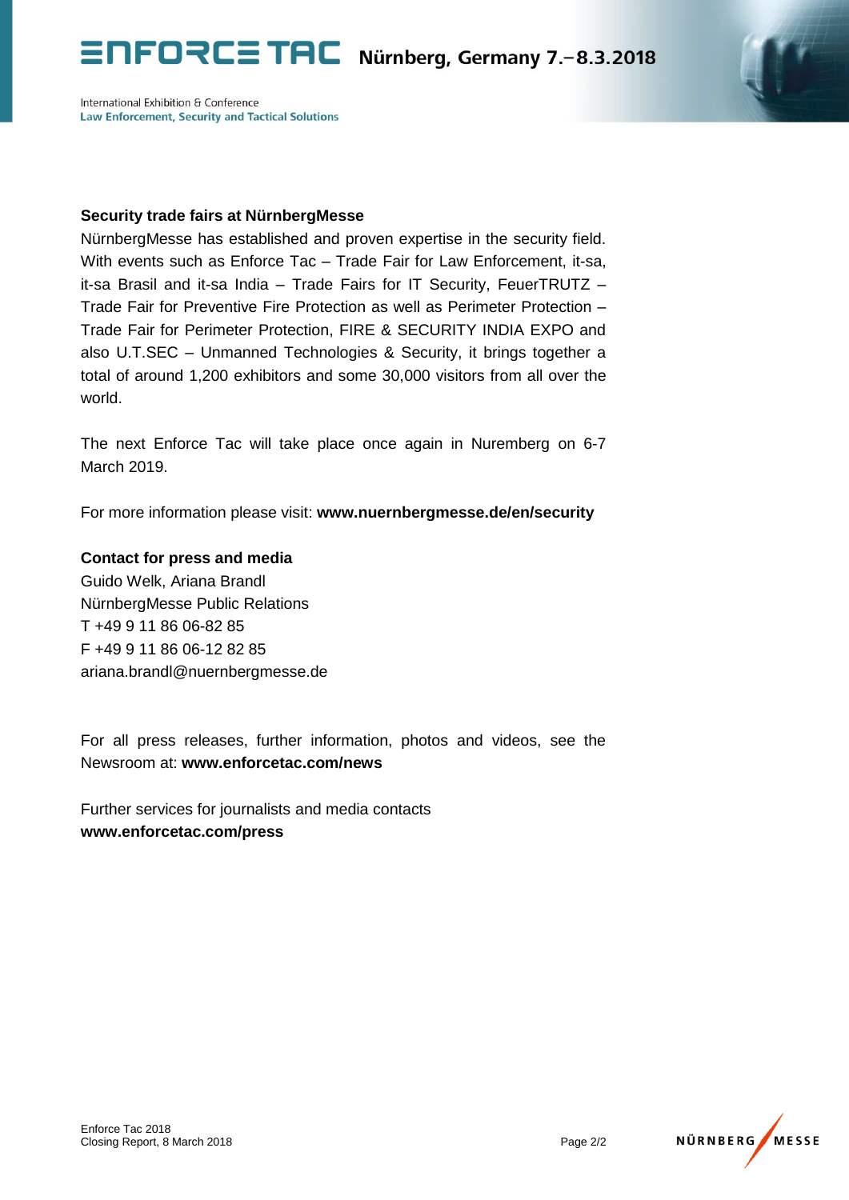**Security trade fairs at NürnbergMesse**

NürnbergMesse has established and proven expertise in the security field. With events such as Enforce Tac – Trade Fair for Law Enforcement, it-sa, it-sa Brasil and it-sa India – Trade Fairs for IT Security, FeuerTRUTZ – Trade Fair for Preventive Fire Protection as well as Perimeter Protection – Trade Fair for Perimeter Protection, FIRE & SECURITY INDIA EXPO and also U.T.SEC – Unmanned Technologies & Security, it brings together a total of around 1,200 exhibitors and some 30,000 visitors from all over the world.

The next Enforce Tac will take place once again in Nuremberg on 6-7 March 2019.

For more information please visit: **www.nuernbergmesse.de/en/security**

**Contact for press and media**

Guido Welk, Ariana Brandl
NürnbergMesse Public Relations
T +49 9 11 86 06-82 85
F +49 9 11 86 06-12 82 85
ariana.brandl@nuernbergmesse.de

For all press releases, further information, photos and videos, see the Newsroom at: **www.enforcetac.com/news**

Further services for journalists and media contacts
**www.enforcetac.com/press**